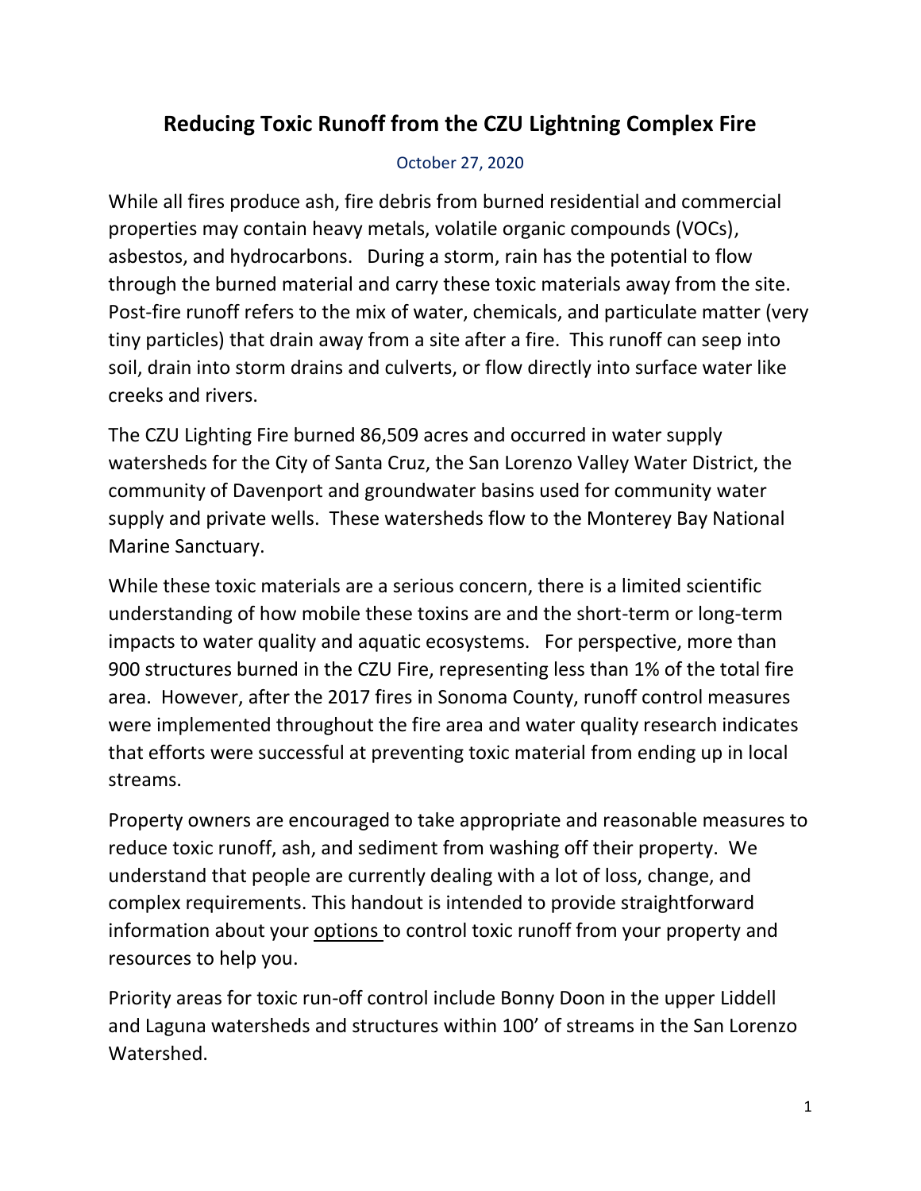# Reducing Toxic Runoff from the CZU Lightning Complex Fire

October 27, 2020

While all fires produce ash, fire debris from burned residential and commercial properties may contain heavy metals, volatile organic compounds (VOCs), asbestos, and hydrocarbons. During a storm, rain has the potential to flow through the burned material and carry these toxic materials away from the site. Post-fire runoff refers to the mix of water, chemicals, and particulate matter (very tiny particles) that drain away from a site after a fire. This runoff can seep into soil, drain into storm drains and culverts, or flow directly into surface water like creeks and rivers.

The CZU Lighting Fire burned 86,509 acres and occurred in water supply watersheds for the City of Santa Cruz, the San Lorenzo Valley Water District, the community of Davenport and groundwater basins used for community water supply and private wells. These watersheds flow to the Monterey Bay National Marine Sanctuary.

While these toxic materials are a serious concern, there is a limited scientific understanding of how mobile these toxins are and the short-term or long-term impacts to water quality and aquatic ecosystems. For perspective, more than 900 structures burned in the CZU Fire, representing less than 1% of the total fire area. However, after the 2017 fires in Sonoma County, runoff control measures were implemented throughout the fire area and water quality research indicates that efforts were successful at preventing toxic material from ending up in local streams.

Property owners are encouraged to take appropriate and reasonable measures to reduce toxic runoff, ash, and sediment from washing off their property. We understand that people are currently dealing with a lot of loss, change, and complex requirements. This handout is intended to provide straightforward information about your <u>options</u> to control toxic runoff from your property and resources to help you.

Priority areas for toxic run-off control include Bonny Doon in the upper Liddell and Laguna watersheds and structures within 100' of streams in the San Lorenzo Watershed.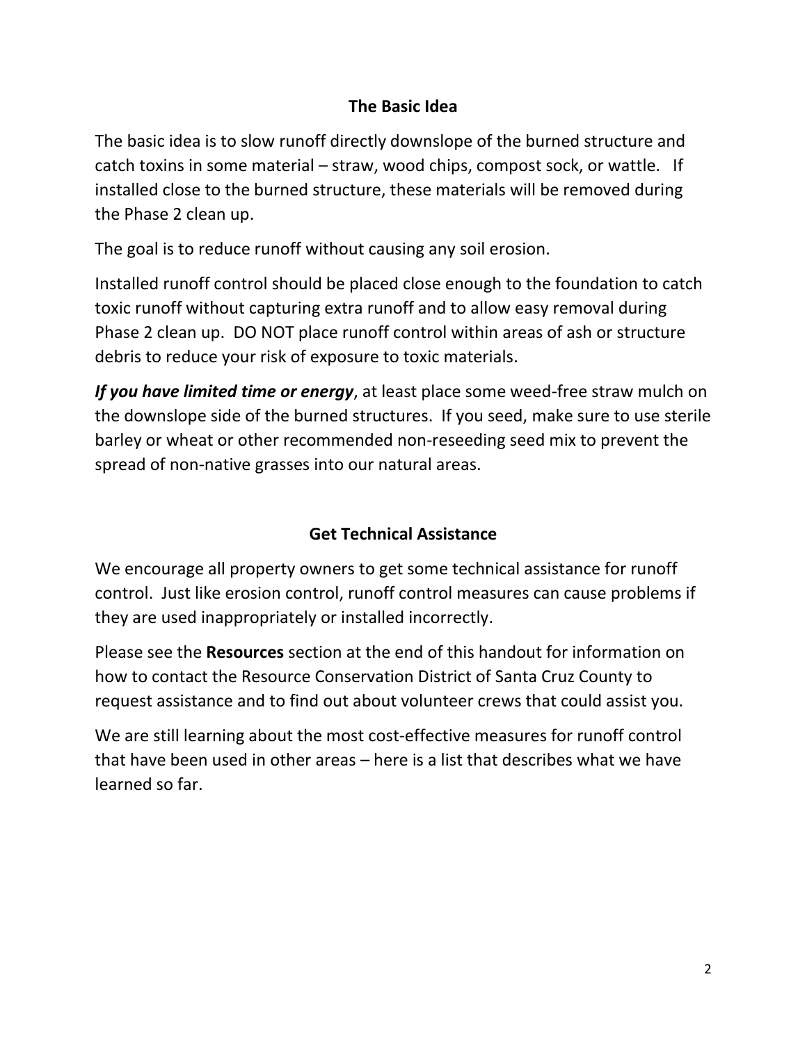## The Basic Idea

The basic idea is to slow runoff directly downslope of the burned structure and catch toxins in some material – straw, wood chips, compost sock, or wattle. If installed close to the burned structure, these materials will be removed during the Phase 2 clean up.

The goal is to reduce runoff without causing any soil erosion.

Installed runoff control should be placed close enough to the foundation to catch toxic runoff without capturing extra runoff and to allow easy removal during Phase 2 clean up. DO NOT place runoff control within areas of ash or structure debris to reduce your risk of exposure to toxic materials.

***If you have limited time or energy***, at least place some weed-free straw mulch on the downslope side of the burned structures. If you seed, make sure to use sterile barley or wheat or other recommended non-reseeding seed mix to prevent the spread of non-native grasses into our natural areas.

## Get Technical Assistance

We encourage all property owners to get some technical assistance for runoff control. Just like erosion control, runoff control measures can cause problems if they are used inappropriately or installed incorrectly.

Please see the **Resources** section at the end of this handout for information on how to contact the Resource Conservation District of Santa Cruz County to request assistance and to find out about volunteer crews that could assist you.

We are still learning about the most cost-effective measures for runoff control that have been used in other areas – here is a list that describes what we have learned so far.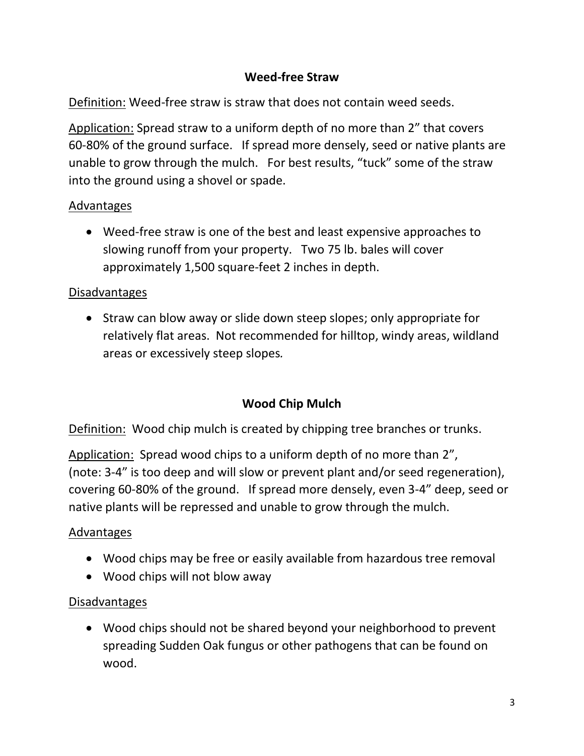## Weed-free Straw

<u>Definition:</u> Weed-free straw is straw that does not contain weed seeds.

<u>Application:</u> Spread straw to a uniform depth of no more than 2" that covers 60-80% of the ground surface. If spread more densely, seed or native plants are unable to grow through the mulch. For best results, "tuck" some of the straw into the ground using a shovel or spade.

<u>Advantages</u>

- Weed-free straw is one of the best and least expensive approaches to slowing runoff from your property. Two 75 lb. bales will cover approximately 1,500 square-feet 2 inches in depth.

<u>Disadvantages</u>

- Straw can blow away or slide down steep slopes; only appropriate for relatively flat areas. Not recommended for hilltop, windy areas, wildland areas or excessively steep slopes.

## Wood Chip Mulch

<u>Definition:</u> Wood chip mulch is created by chipping tree branches or trunks.

<u>Application:</u> Spread wood chips to a uniform depth of no more than 2", (note: 3-4" is too deep and will slow or prevent plant and/or seed regeneration), covering 60-80% of the ground. If spread more densely, even 3-4" deep, seed or native plants will be repressed and unable to grow through the mulch.

<u>Advantages</u>

- Wood chips may be free or easily available from hazardous tree removal
- Wood chips will not blow away

<u>Disadvantages</u>

- Wood chips should not be shared beyond your neighborhood to prevent spreading Sudden Oak fungus or other pathogens that can be found on wood.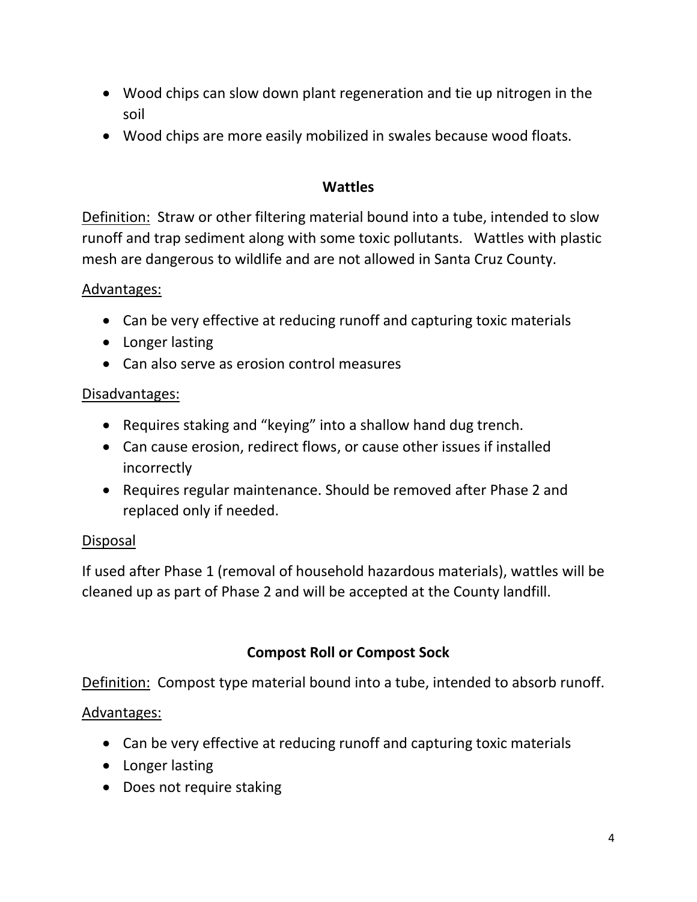- Wood chips can slow down plant regeneration and tie up nitrogen in the soil
- Wood chips are more easily mobilized in swales because wood floats.

## Wattles

Definition: Straw or other filtering material bound into a tube, intended to slow runoff and trap sediment along with some toxic pollutants. Wattles with plastic mesh are dangerous to wildlife and are not allowed in Santa Cruz County.

Advantages:

- Can be very effective at reducing runoff and capturing toxic materials
- Longer lasting
- Can also serve as erosion control measures

Disadvantages:

- Requires staking and "keying" into a shallow hand dug trench.
- Can cause erosion, redirect flows, or cause other issues if installed incorrectly
- Requires regular maintenance. Should be removed after Phase 2 and replaced only if needed.

Disposal

If used after Phase 1 (removal of household hazardous materials), wattles will be cleaned up as part of Phase 2 and will be accepted at the County landfill.

## Compost Roll or Compost Sock

Definition: Compost type material bound into a tube, intended to absorb runoff.

Advantages:

- Can be very effective at reducing runoff and capturing toxic materials
- Longer lasting
- Does not require staking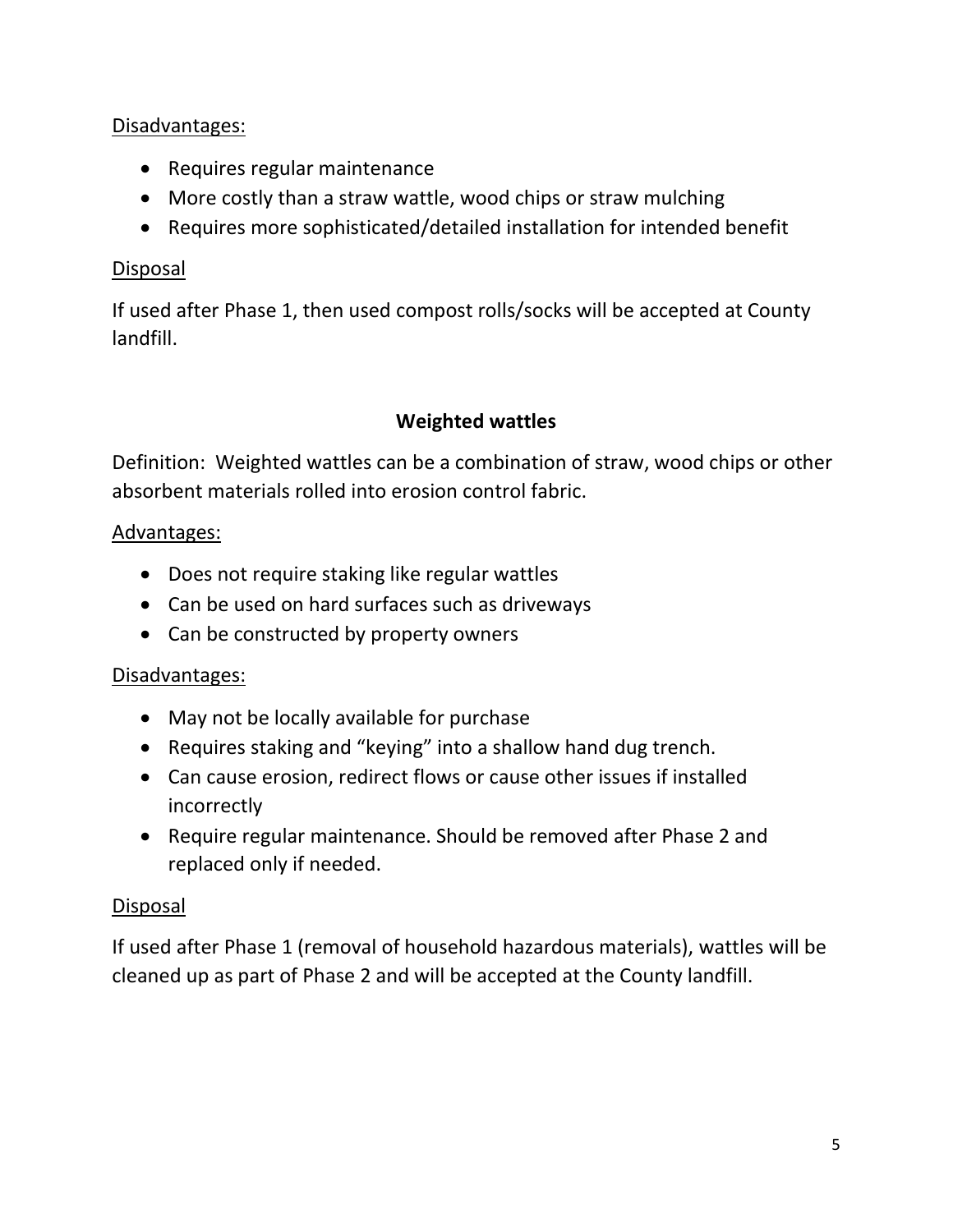Disadvantages:

- Requires regular maintenance
- More costly than a straw wattle, wood chips or straw mulching
- Requires more sophisticated/detailed installation for intended benefit

Disposal

If used after Phase 1, then used compost rolls/socks will be accepted at County landfill.

## Weighted wattles

Definition: Weighted wattles can be a combination of straw, wood chips or other absorbent materials rolled into erosion control fabric.

Advantages:

- Does not require staking like regular wattles
- Can be used on hard surfaces such as driveways
- Can be constructed by property owners

Disadvantages:

- May not be locally available for purchase
- Requires staking and "keying" into a shallow hand dug trench.
- Can cause erosion, redirect flows or cause other issues if installed incorrectly
- Require regular maintenance. Should be removed after Phase 2 and replaced only if needed.

Disposal

If used after Phase 1 (removal of household hazardous materials), wattles will be cleaned up as part of Phase 2 and will be accepted at the County landfill.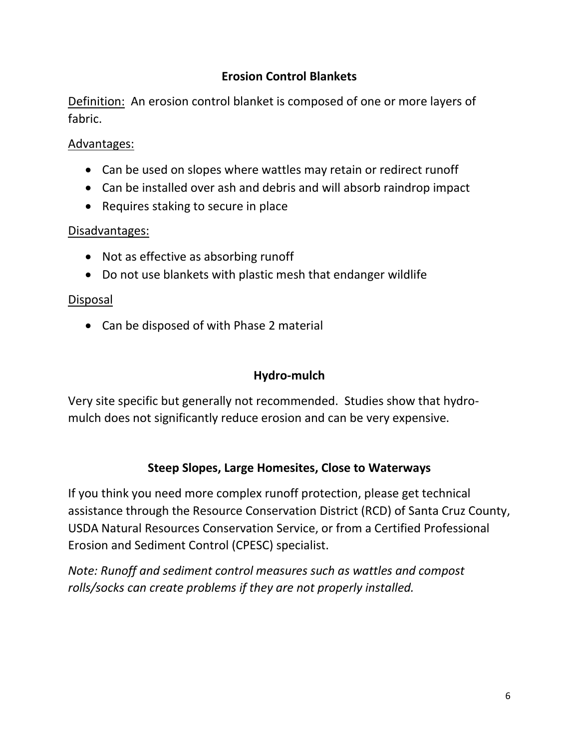## Erosion Control Blankets

Definition: An erosion control blanket is composed of one or more layers of fabric.

Advantages:

- Can be used on slopes where wattles may retain or redirect runoff
- Can be installed over ash and debris and will absorb raindrop impact
- Requires staking to secure in place

Disadvantages:

- Not as effective as absorbing runoff
- Do not use blankets with plastic mesh that endanger wildlife

Disposal

- Can be disposed of with Phase 2 material

## Hydro-mulch

Very site specific but generally not recommended. Studies show that hydro-mulch does not significantly reduce erosion and can be very expensive.

## Steep Slopes, Large Homesites, Close to Waterways

If you think you need more complex runoff protection, please get technical assistance through the Resource Conservation District (RCD) of Santa Cruz County, USDA Natural Resources Conservation Service, or from a Certified Professional Erosion and Sediment Control (CPESC) specialist.

*Note: Runoff and sediment control measures such as wattles and compost rolls/socks can create problems if they are not properly installed.*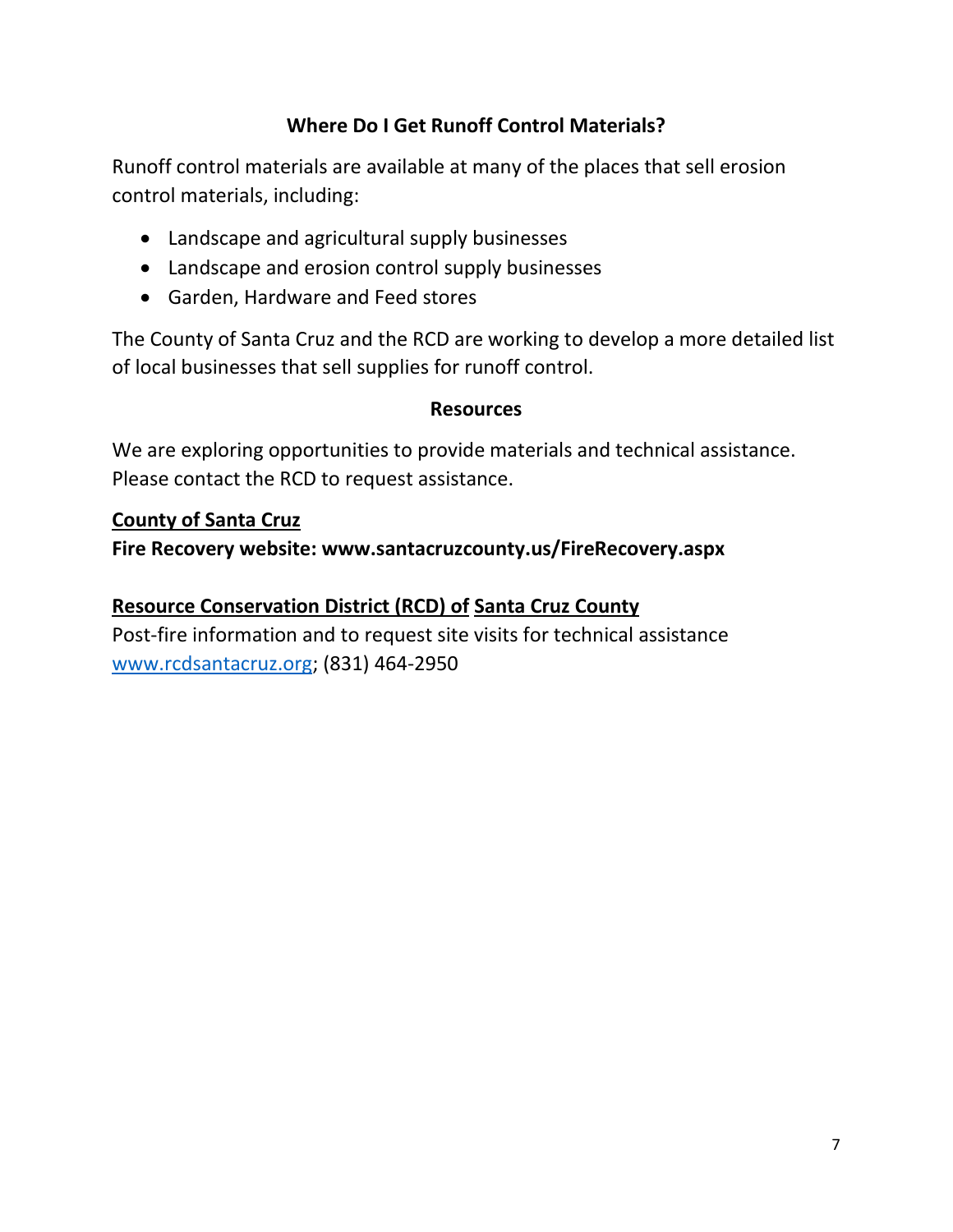## Where Do I Get Runoff Control Materials?

Runoff control materials are available at many of the places that sell erosion control materials, including:

- Landscape and agricultural supply businesses
- Landscape and erosion control supply businesses
- Garden, Hardware and Feed stores

The County of Santa Cruz and the RCD are working to develop a more detailed list of local businesses that sell supplies for runoff control.

## Resources

We are exploring opportunities to provide materials and technical assistance. Please contact the RCD to request assistance.

**County of Santa Cruz**
**Fire Recovery website: www.santacruzcounty.us/FireRecovery.aspx**

**Resource Conservation District (RCD) of Santa Cruz County**
Post-fire information and to request site visits for technical assistance
www.rcdsantacruz.org; (831) 464-2950